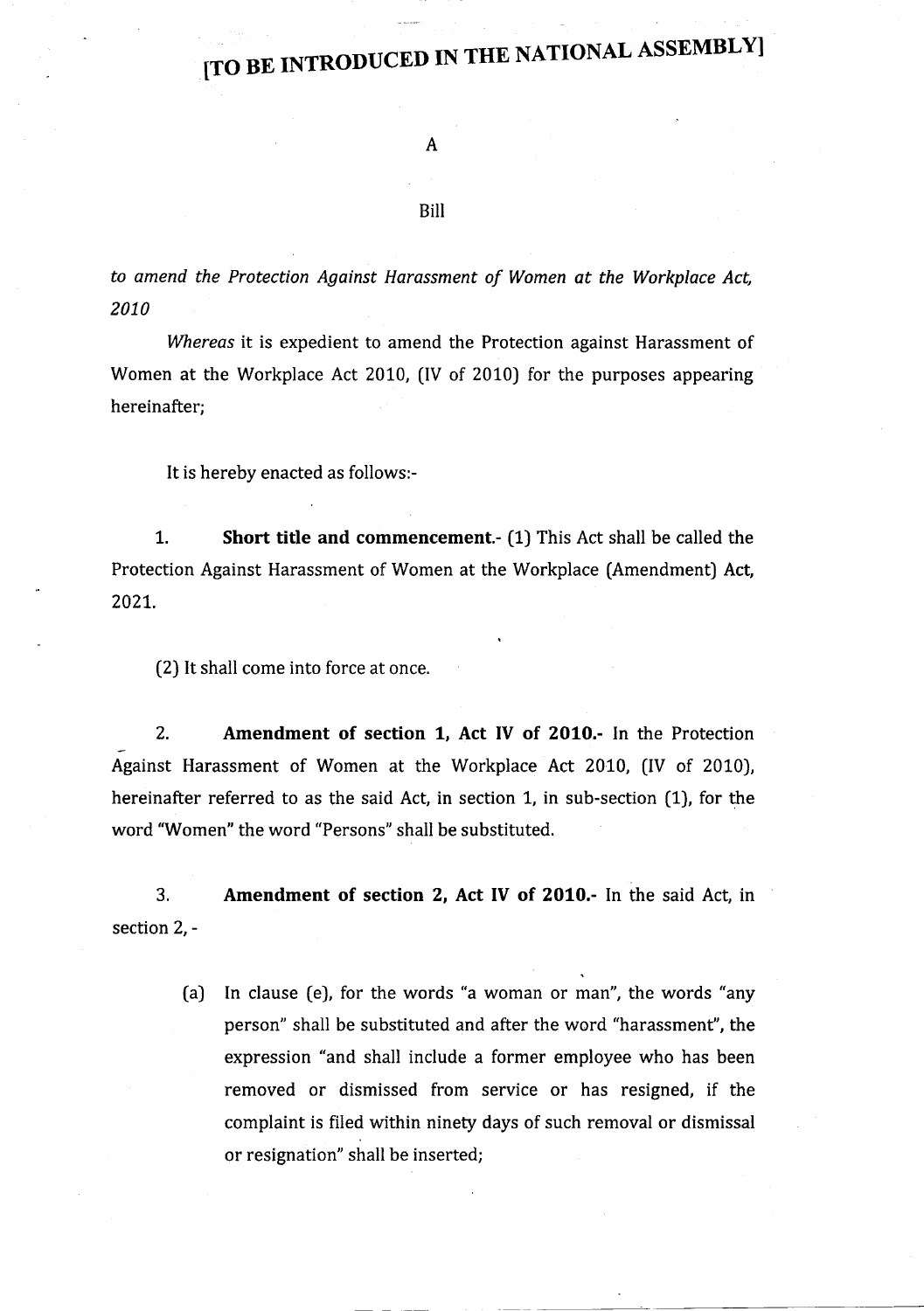# [TO BE INTRODUCED IN THE NATIONAL ASSEMBLY]

A

Bill

*to amend the Protection Against Harassment of Women at the Workplace Act, 2010*

*Whereas* it is expedient to amend the Protection against Harassment of Women at the Workplace Act 2010, (IV of 2010) for the purposes appearing hereinafter;

It is hereby enacted as follows:-

1. **Short title and commencement.**- (1) This Act shall be called the Protection Against Harassment of Women at the Workplace (Amendment) Act, 2021.

(2) It shall come into force at once.

2. **Amendment of section 1, Act IV of 2010.**- In the Protection Against Harassment of Women at the Workplace Act 2010, (IV of 2010), hereinafter referred to as the said Act, in section 1, in sub-section (1), for the word "Women" the word "Persons" shall be substituted.

3. **Amendment of section 2, Act IV of 2010.**- In the said Act, in section 2, -

(a) In clause (e), for the words "a woman or man", the words "any person" shall be substituted and after the word "harassment", the expression "and shall include a former employee who has been removed or dismissed from service or has resigned, if the complaint is filed within ninety days of such removal or dismissal or resignation" shall be inserted;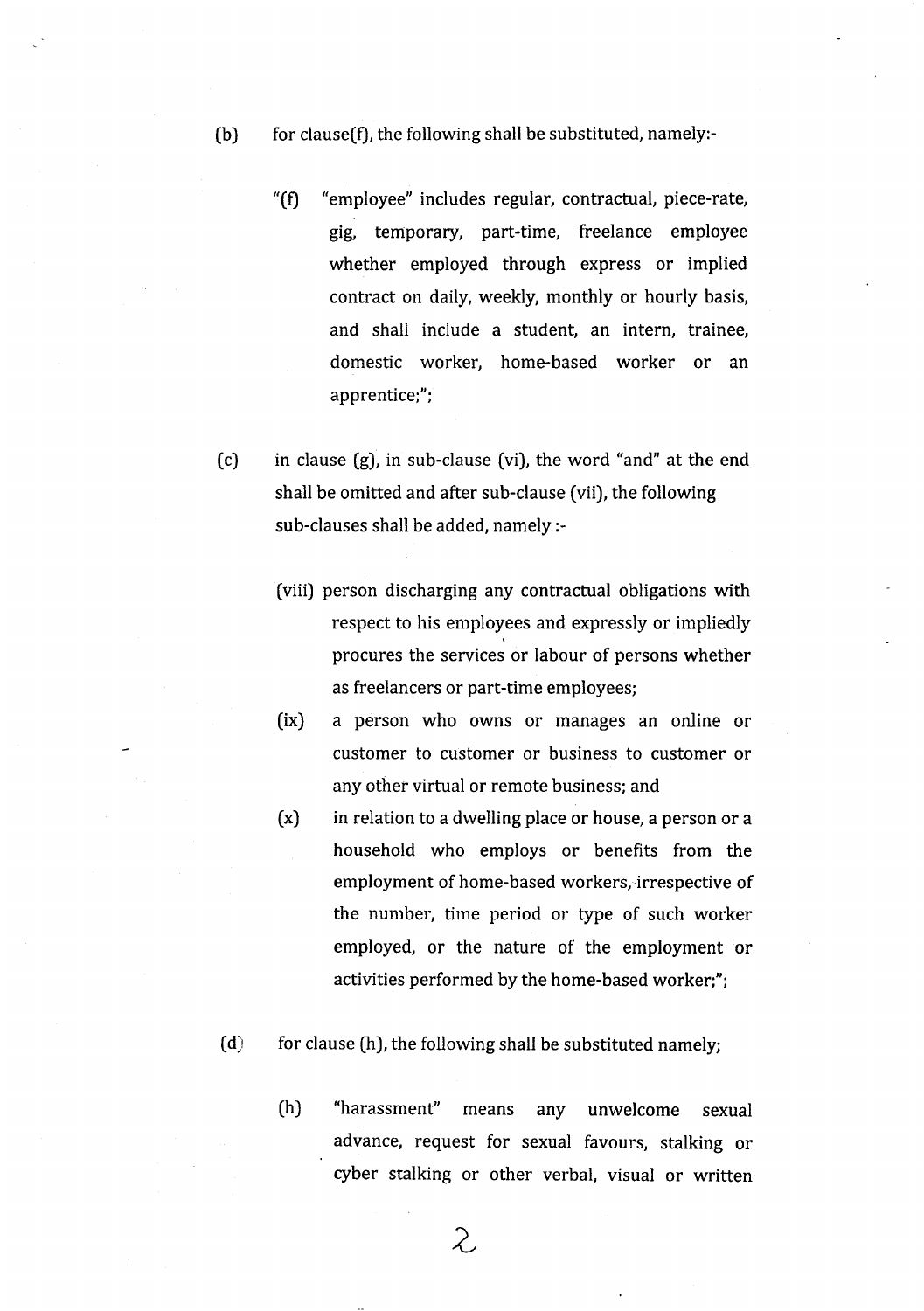(b) for clause(f), the following shall be substituted, namely:-

> "(f) "employee" includes regular, contractual, piece-rate, gig, temporary, part-time, freelance employee whether employed through express or implied contract on daily, weekly, monthly or hourly basis, and shall include a student, an intern, trainee, domestic worker, home-based worker or an apprentice;";

(c) in clause (g), in sub-clause (vi), the word "and" at the end shall be omitted and after sub-clause (vii), the following sub-clauses shall be added, namely :-

> (viii) person discharging any contractual obligations with respect to his employees and expressly or impliedly procures the services or labour of persons whether as freelancers or part-time employees;
>
> (ix) a person who owns or manages an online or customer to customer or business to customer or any other virtual or remote business; and
>
> (x) in relation to a dwelling place or house, a person or a household who employs or benefits from the employment of home-based workers, irrespective of the number, time period or type of such worker employed, or the nature of the employment or activities performed by the home-based worker;";

(d) for clause (h), the following shall be substituted namely;

> (h) "harassment" means any unwelcome sexual advance, request for sexual favours, stalking or cyber stalking or other verbal, visual or written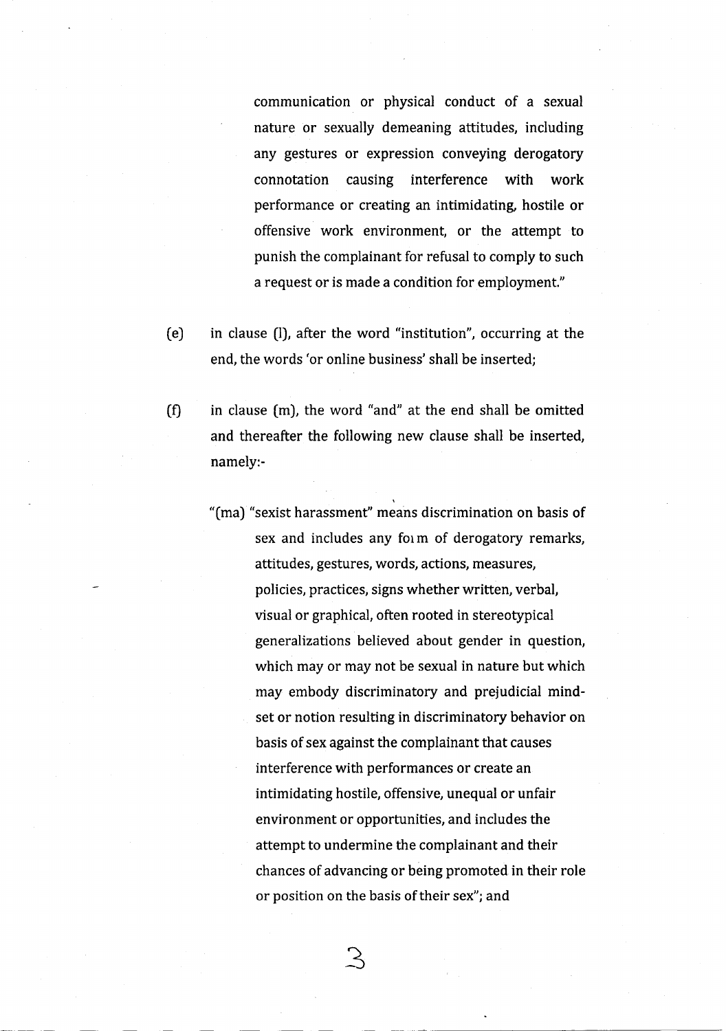communication or physical conduct of a sexual nature or sexually demeaning attitudes, including any gestures or expression conveying derogatory connotation causing interference with work performance or creating an intimidating, hostile or offensive work environment, or the attempt to punish the complainant for refusal to comply to such a request or is made a condition for employment."

(e) in clause (l), after the word "institution", occurring at the end, the words 'or online business' shall be inserted;

(f) in clause (m), the word "and" at the end shall be omitted and thereafter the following new clause shall be inserted, namely:-

"(ma) "sexist harassment" means discrimination on basis of sex and includes any form of derogatory remarks, attitudes, gestures, words, actions, measures, policies, practices, signs whether written, verbal, visual or graphical, often rooted in stereotypical generalizations believed about gender in question, which may or may not be sexual in nature but which may embody discriminatory and prejudicial mind-set or notion resulting in discriminatory behavior on basis of sex against the complainant that causes interference with performances or create an intimidating hostile, offensive, unequal or unfair environment or opportunities, and includes the attempt to undermine the complainant and their chances of advancing or being promoted in their role or position on the basis of their sex"; and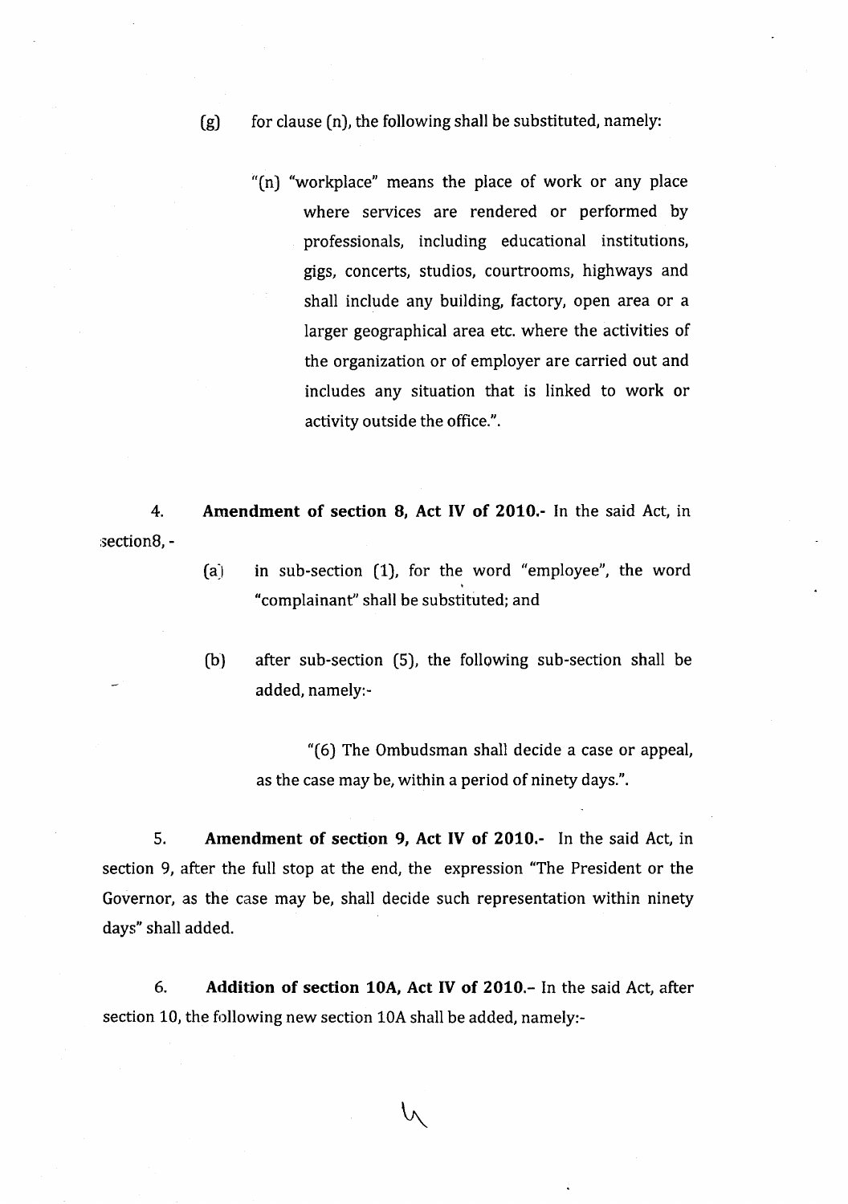(g) for clause (n), the following shall be substituted, namely:

"(n) "workplace" means the place of work or any place where services are rendered or performed by professionals, including educational institutions, gigs, concerts, studios, courtrooms, highways and shall include any building, factory, open area or a larger geographical area etc. where the activities of the organization or of employer are carried out and includes any situation that is linked to work or activity outside the office.".

4. **Amendment of section 8, Act IV of 2010.-** In the said Act, in section8, -

(a) in sub-section (1), for the word "employee", the word "complainant" shall be substituted; and

(b) after sub-section (5), the following sub-section shall be added, namely:-

"(6) The Ombudsman shall decide a case or appeal, as the case may be, within a period of ninety days.".

5. **Amendment of section 9, Act IV of 2010.-** In the said Act, in section 9, after the full stop at the end, the expression "The President or the Governor, as the case may be, shall decide such representation within ninety days" shall added.

6. **Addition of section 10A, Act IV of 2010.-** In the said Act, after section 10, the following new section 10A shall be added, namely:-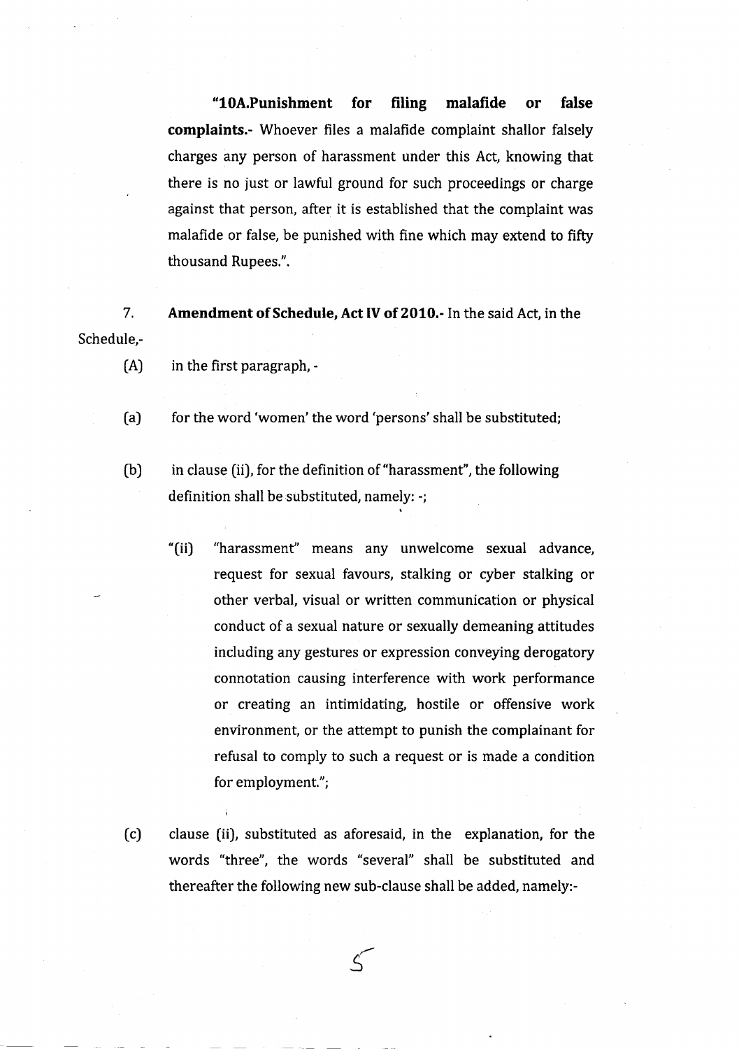**"10A.Punishment for filing malafide or false complaints.**- Whoever files a malafide complaint shallor falsely charges any person of harassment under this Act, knowing that there is no just or lawful ground for such proceedings or charge against that person, after it is established that the complaint was malafide or false, be punished with fine which may extend to fifty thousand Rupees.".

7. **Amendment of Schedule, Act IV of 2010.**- In the said Act, in the Schedule,-

(A) in the first paragraph, -

(a) for the word 'women' the word 'persons' shall be substituted;

(b) in clause (ii), for the definition of "harassment", the following definition shall be substituted, namely: -;

"(ii) "harassment" means any unwelcome sexual advance, request for sexual favours, stalking or cyber stalking or other verbal, visual or written communication or physical conduct of a sexual nature or sexually demeaning attitudes including any gestures or expression conveying derogatory connotation causing interference with work performance or creating an intimidating, hostile or offensive work environment, or the attempt to punish the complainant for refusal to comply to such a request or is made a condition for employment.";

(c) clause (ii), substituted as aforesaid, in the explanation, for the words "three", the words "several" shall be substituted and thereafter the following new sub-clause shall be added, namely:-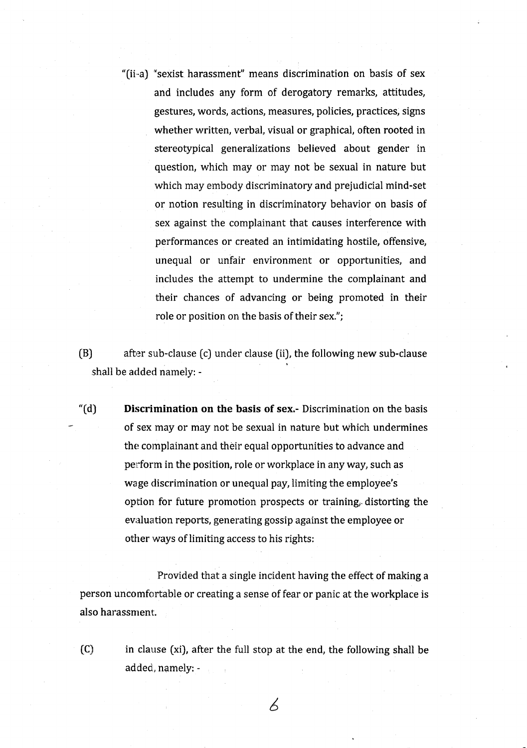"(ii-a) "sexist harassment" means discrimination on basis of sex and includes any form of derogatory remarks, attitudes, gestures, words, actions, measures, policies, practices, signs whether written, verbal, visual or graphical, often rooted in stereotypical generalizations believed about gender in question, which may or may not be sexual in nature but which may embody discriminatory and prejudicial mind-set or notion resulting in discriminatory behavior on basis of sex against the complainant that causes interference with performances or created an intimidating hostile, offensive, unequal or unfair environment or opportunities, and includes the attempt to undermine the complainant and their chances of advancing or being promoted in their role or position on the basis of their sex.";

(B) after sub-clause (c) under clause (ii), the following new sub-clause shall be added namely: -

"(d) **Discrimination on the basis of sex.-** Discrimination on the basis of sex may or may not be sexual in nature but which undermines the complainant and their equal opportunities to advance and perform in the position, role or workplace in any way, such as wage discrimination or unequal pay, limiting the employee's option for future promotion prospects or training, distorting the evaluation reports, generating gossip against the employee or other ways of limiting access to his rights:

Provided that a single incident having the effect of making a person uncomfortable or creating a sense of fear or panic at the workplace is also harassment.

(C) in clause (xi), after the full stop at the end, the following shall be added, namely: -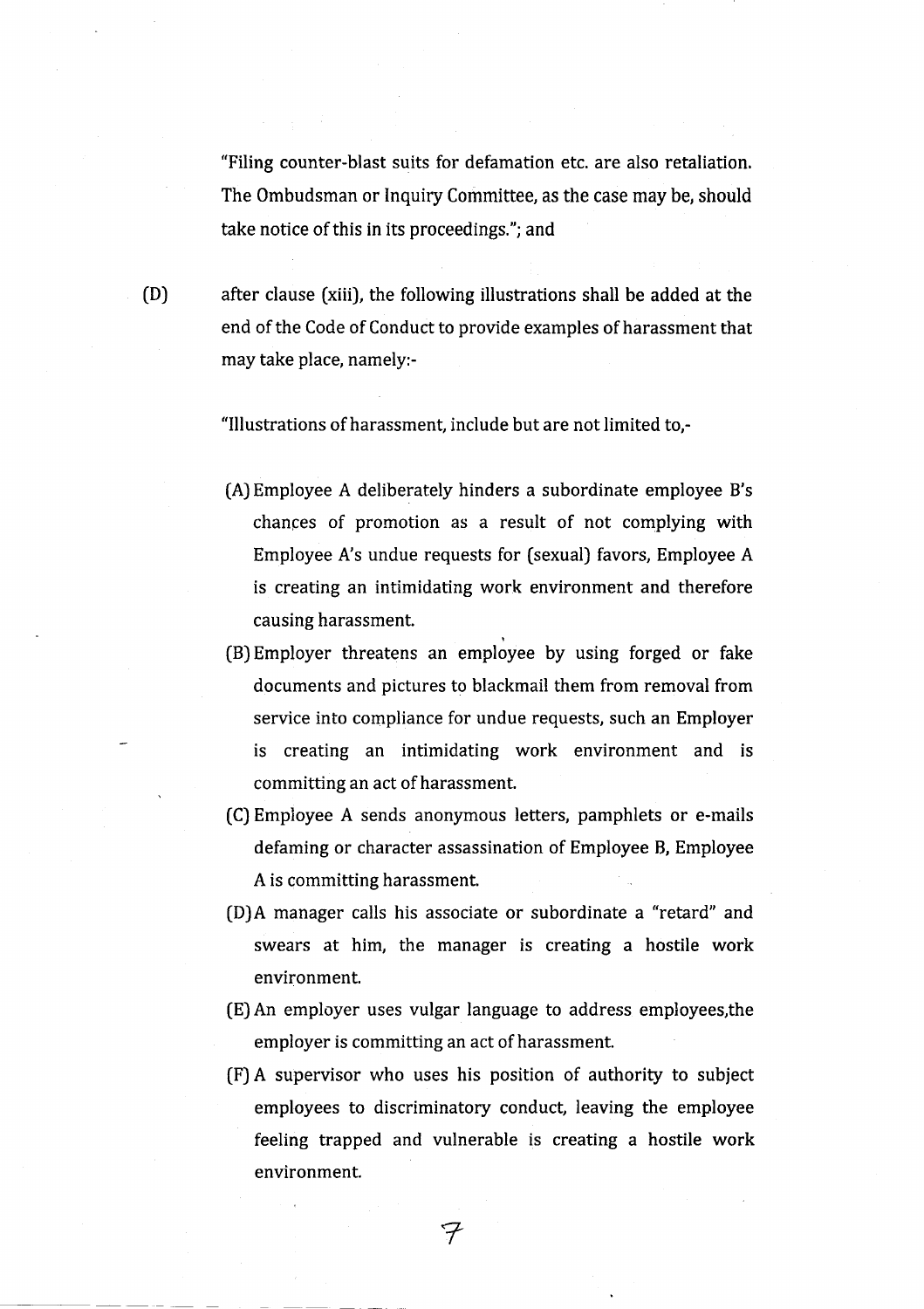"Filing counter-blast suits for defamation etc. are also retaliation. The Ombudsman or Inquiry Committee, as the case may be, should take notice of this in its proceedings."; and

(D) after clause (xiii), the following illustrations shall be added at the end of the Code of Conduct to provide examples of harassment that may take place, namely:-

"Illustrations of harassment, include but are not limited to,-

(A) Employee A deliberately hinders a subordinate employee B's chances of promotion as a result of not complying with Employee A's undue requests for (sexual) favors, Employee A is creating an intimidating work environment and therefore causing harassment.

(B) Employer threatens an employee by using forged or fake documents and pictures to blackmail them from removal from service into compliance for undue requests, such an Employer is creating an intimidating work environment and is committing an act of harassment.

(C) Employee A sends anonymous letters, pamphlets or e-mails defaming or character assassination of Employee B, Employee A is committing harassment.

(D) A manager calls his associate or subordinate a "retard" and swears at him, the manager is creating a hostile work environment.

(E) An employer uses vulgar language to address employees,the employer is committing an act of harassment.

(F) A supervisor who uses his position of authority to subject employees to discriminatory conduct, leaving the employee feeling trapped and vulnerable is creating a hostile work environment.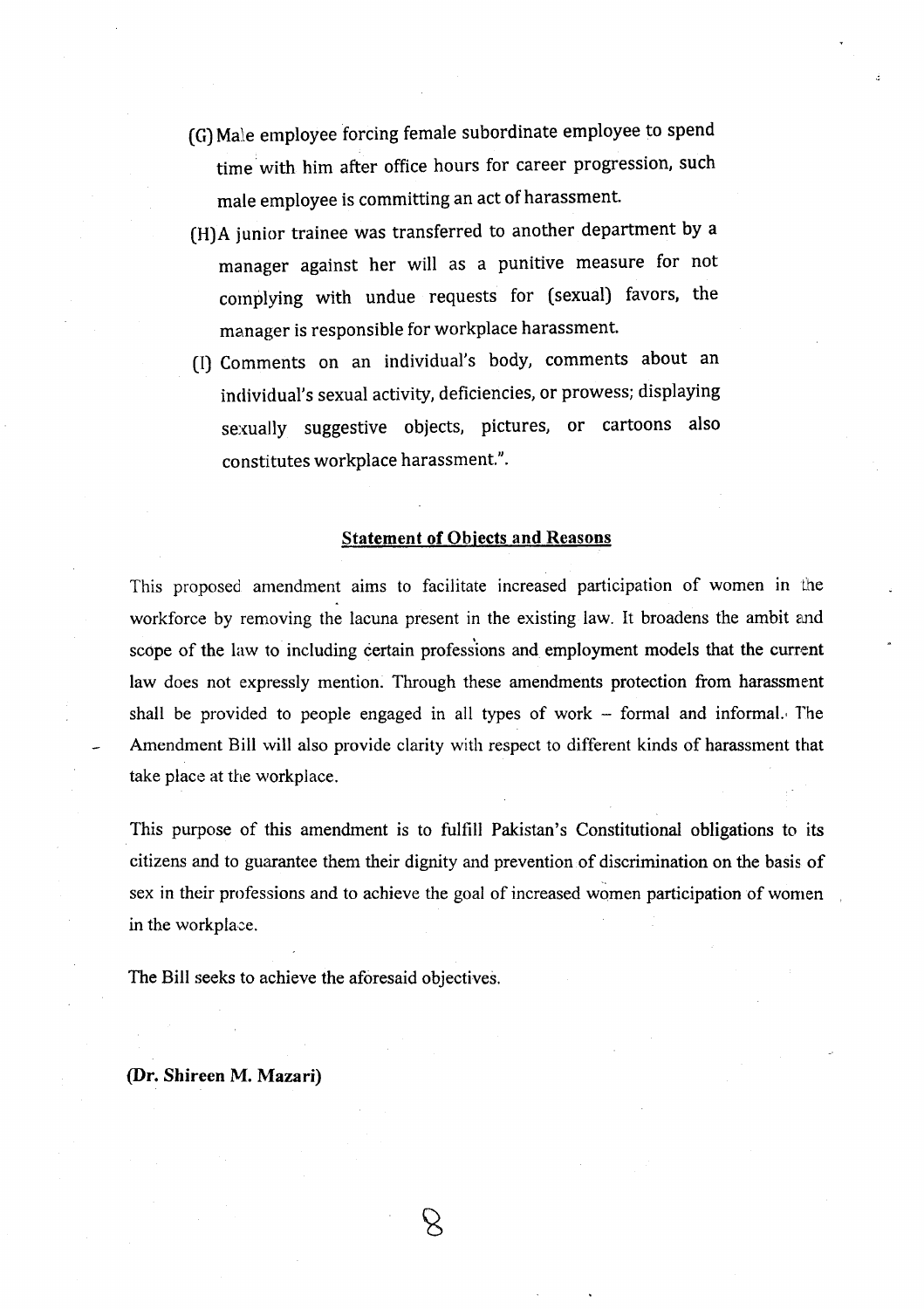(G) Male employee forcing female subordinate employee to spend time with him after office hours for career progression, such male employee is committing an act of harassment.

(H) A junior trainee was transferred to another department by a manager against her will as a punitive measure for not complying with undue requests for (sexual) favors, the manager is responsible for workplace harassment.

(I) Comments on an individual's body, comments about an individual's sexual activity, deficiencies, or prowess; displaying sexually suggestive objects, pictures, or cartoons also constitutes workplace harassment.".

## Statement of Objects and Reasons

This proposed amendment aims to facilitate increased participation of women in the workforce by removing the lacuna present in the existing law. It broadens the ambit and scope of the law to including certain professions and employment models that the current law does not expressly mention. Through these amendments protection from harassment shall be provided to people engaged in all types of work – formal and informal. The Amendment Bill will also provide clarity with respect to different kinds of harassment that take place at the workplace.

This purpose of this amendment is to fulfill Pakistan's Constitutional obligations to its citizens and to guarantee them their dignity and prevention of discrimination on the basis of sex in their professions and to achieve the goal of increased women participation of women in the workplace.

The Bill seeks to achieve the aforesaid objectives.

**(Dr. Shireen M. Mazari)**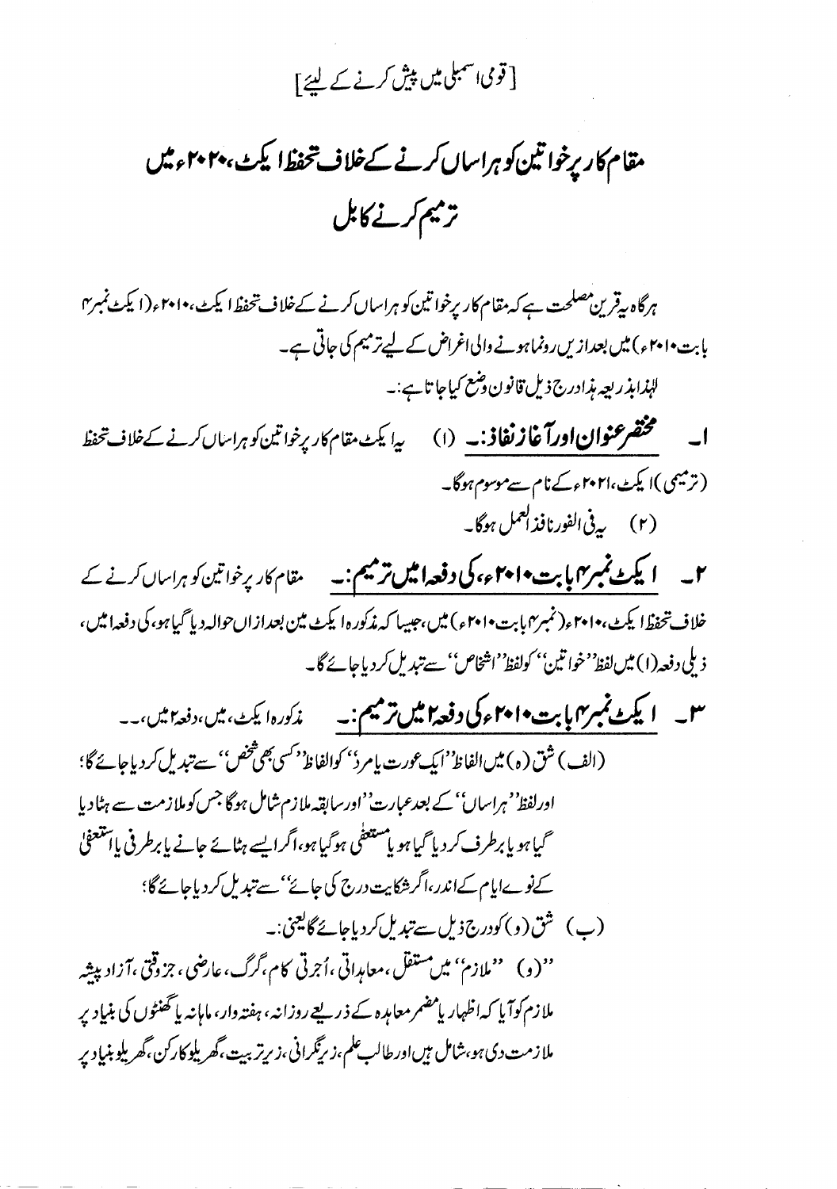[قومی اسمبلی میں پیش کرنے کے لیئے]

# مقام کار پر خواتین کو ہراساں کرنے کے خلاف تحفظ ایکٹ، ۲۰۲۰ء میں ترمیم کرنے کا بل

ہرگاہ یہ قرین مصلحت ہے کہ مقام کار پر خواتین کو ہراساں کرنے کے خلاف تحفظ ایکٹ، ۲۰۱۰ء (ایکٹ نمبر ۴ بابت ۲۰۱۰ء) میں بعدازیں رونما ہونے والی اغراض کے لیے ترمیم کی جاتی ہے۔

لہٰذا بذریعہ ہذا درج ذیل قانون وضع کیا جاتا ہے:۔

۱۔ **مختصر عنوان اور آغاز نفاذ:۔** (۱) یہ ایکٹ مقام کار پر خواتین کو ہراساں کرنے کے خلاف تحفظ (ترمیمی) ایکٹ، ۲۰۲۱ء کے نام سے موسوم ہوگا۔

(۲) یہ فی الفور نافذ العمل ہوگا۔

۲۔ **ایکٹ نمبر ۴ بابت ۲۰۱۰ء، کی دفعہ ۱ میں ترمیم:۔** مقام کار پر خواتین کو ہراساں کرنے کے خلاف تحفظ ایکٹ، ۲۰۱۰ء (نمبر ۴ بابت ۲۰۱۰ء) میں، جیسا کہ مذکورہ ایکٹ مین بعدازاں حوالہ دیا گیا ہو، کی دفعہ ۱ میں، ذیلی دفعہ (۱) میں لفظ ''خواتین'' کو لفظ ''اشخاص'' سے تبدیل کر دیا جائے گا۔

۳۔ **ایکٹ نمبر ۴ بابت ۲۰۱۰ء کی دفعہ ۲ میں ترمیم:۔** مذکورہ ایکٹ، میں، دفعہ ۲ میں،۔۔

(الف) شق (ہ) میں الفاظ ''ایک عورت یا مرد'' کو الفاظ ''کسی بھی شخص'' سے تبدیل کر دیا جائے گا؛ اور لفظ ''ہراساں'' کے بعد عبارت ''اور سابقہ ملازم شامل ہوگا جس کو ملازمت سے ہٹا دیا گیا ہو یا برطرف کر دیا گیا ہو یا مستعفی ہو گیا ہو، اگر ایسے ہٹائے جانے یا برطرفی یا استعفیٰ کے نوے ایام کے اندر، اگر شکایت درج کی جائے'' سے تبدیل کر دیا جائے گا؛

(ب) شق (و) کو درج ذیل سے تبدیل کر دیا جائے گا یعنی:۔

''(و) ''ملازم'' میں مستقل، معاہداتی، اُجرتی کام، گرگ، عارضی، جزوقتی، آزاد پیشہ ملازم کو آیا کہ اظہار یا مضمر معاہدہ کے ذریعے روزانہ، ہفتہ وار، ماہانہ یا گھنٹوں کی بنیاد پر ملازمت دی ہو، شامل ہیں اور طالب علم، زیر نگرانی، زیر تربیت، گھریلو کارکن، گھریلو بنیاد پر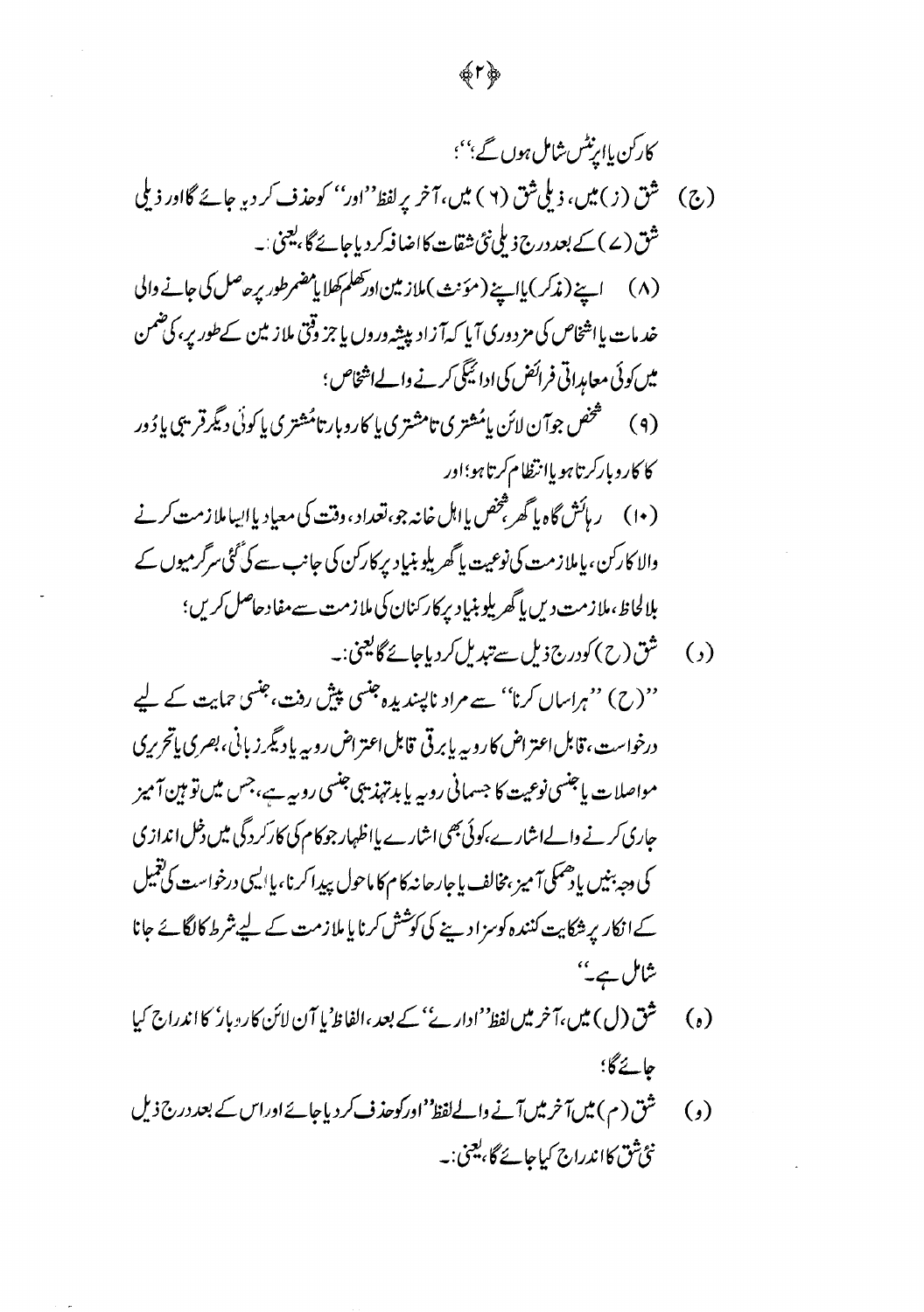کارکن یا اپرنٹس شامل ہوں گے؛"؛

(ج) شق (ز) میں، ذیلی شق (٦) میں، آخر پر لفظ "اور" کو حذف کر دیا جائے گا اور ذیلی شق (٧) کے بعد درج ذیلی نئی شقات کا اضافہ کر دیا جائے گا، یعنی:۔

(٨) اپنے (مذکر) یا اپنے (مؤنث) ملازمین اور کھلا یا مضمر طور پر حاصل کی جانے والی خدمات یا اشخاص کی مزدوری آیا کہ آزاد پیشہ وروں یا جز وقتی ملازمین کے طور پر، کی ضمن میں کوئی معاہداتی فرائض کی ادائیگی کرنے والے اشخاص؛

(٩) شخص جو آن لائن یا مُشتری تا مشتری یا کاروبار تا مُشتری یا کوئی دیگر قریبی یا دُور کا کاروبار کرتا ہو یا انتظام کرتا ہو؛ اور

(١٠) رہائش گاہ یا گھر، شخص یا اہل خانہ جو، تعداد، وقت کی معیاد یا ایسا ملازمت کرنے والا کارکن، یا ملازمت کی نوعیت یا گھریلو بنیاد پر کارکن کی جانب سے کی گئی سرگرمیوں کے بلالحاظ، ملازمت دیں یا گھریلو بنیاد پر کارکنان کی ملازمت سے مفاد حاصل کریں؛

(د) شق (ح) کو درج ذیل سے تبدیل کر دیا جائے گا یعنی:۔

"(ح) "ہراساں کرنا" سے مراد ناپسندیدہ جنسی پیش رفت، جنسی حمایت کے لیے درخواست، قابل اعتراض کا رویہ یا برتی قابل اعتراض رویہ یا دیگر زبانی، بصری یا تحریری مواصلات یا جنسی نوعیت کا جسمانی رویہ یا بدتہذیبی جنسی رویہ ہے، جس میں توہین آمیز جاری کرنے والے اشارے، کوئی بھی اشارے یا اظہار جو کام کی کارکردگی میں دخل اندازی کی وجہ بنیں یا دھمکی آمیز، مخالف یا جارحانہ کام کا ماحول پیدا کرنا، یا ایسی درخواست کی تعمیل کے انکار پر شکایت کنندہ کو سزا دینے کی کوشش کرنا یا ملازمت کے لیے شرط کا لگائے جانا شامل ہے۔"

(ہ) شق (ل) میں، آخر میں لفظ "ادارے" کے بعد، الفاظ "یا آن لائن کاروبار" کا اندراج کیا جائے گا؛

(و) شق (م) میں آخر میں آنے والے لفظ "اور" کو حذف کر دیا جائے اور اس کے بعد درج ذیل نئی شق کا اندراج کیا جائے گا، یعنی:۔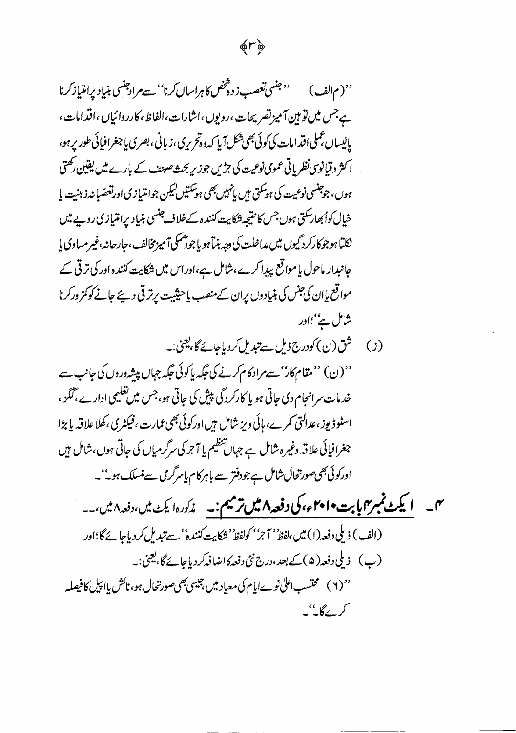''(م الف) ''جنسی تعصب زدہ شخص کا ہراساں کرنا'' سے مراد جنسی بنیاد پر امتیاز کرنا ہے جس میں توہین آمیز تصریحات، رویوں، اشارات، الفاظ، کارروائیاں، اقدامات، پالیساں، عملی اقدامات کی کوئی بھی شکل آیا کہ وہ تحریری، زبانی، بصری یا جغرافیائی طور پر ہو، اکثر دقیانوسی نظریاتی عمومی نوعیت کی جڑیں جو زیر بحث صنف کے بارے میں یقین رکھتی ہوں، جو جنسی نوعیت کی ہوسکتی ہیں یا نہیں بھی ہوسکتیں لیکن جو امتیازی اور تعصّبانہ ذہنیت یا خیال کو اُبھار سکتی ہوں جس کا نتیجہ شکایت کنندہ کے خلاف جنسی بنیاد پر امتیازی رویے میں نکلتا ہو جو کارکردگیوں میں مداخلت کی وجہ بنتا ہو یا جو دھمکی آمیز مخالف، جارحانہ، غیر مساوی یا جانبدار ماحول یا مواقع پیدا کرے، شامل ہے، اور اس میں شکایت کنندہ اور کی ترقی کے مواقع یا ان کی جنس کی بنیادوں پر ان کے منصب یا حیثیت پر ترقی دیئے جانے کو کمزور کرنا شامل ہے''؛ اور

(ز) شق (ن) کو درج ذیل سے تبدیل کر دیا جائے گا، یعنی:۔

''(ن) ''مقام کار'' سے مراد کام کرنے کی جگہ یا کوئی جگہ جہاں پیشہ وروں کی جانب سے خدمات سرانجام دی جاتی ہو یا کارکردگی پیش کی جاتی ہو، جس میں تعلیمی ادارے، گگز، اسٹوڈیوز، عدالتی کمرے، ہائی ویز شامل ہیں اور کوئی بھی عمارت، فیکٹری، کھلا علاقہ یا بڑا جغرافیائی علاقہ وغیرہ شامل ہے جہاں تنظیم یا آجر کی سرگرمیاں کی جاتی ہوں، شامل ہیں اور کوئی بھی صورتحال شامل ہے جو دفتر سے باہر کام یا سرگرمی سے منسلک ہو''۔

**۴۔ ایکٹ نمبر ۴ بابت ۲۰۱۰ء، کی دفعہ ۸ میں ترمیم:۔** مذکورہ ایکٹ میں، دفعہ ۸ میں،۔۔

(الف) ذیلی دفعہ (۱) میں، لفظ ''آجر'' کو لفظ ''شکایت کنندہ'' سے تبدیل کر دیا جائے گا؛ اور

(ب) ذیلی دفعہ (۵) کے بعد، درج نئی دفعہ کا اضافہ کر دیا جائے گا، یعنی:۔

''(۶) محتسب اعلیٰ نوے ایام کی معیاد میں، جیسی بھی صورتحال ہو، نالش یا اپیل کا فیصلہ کرے گا''۔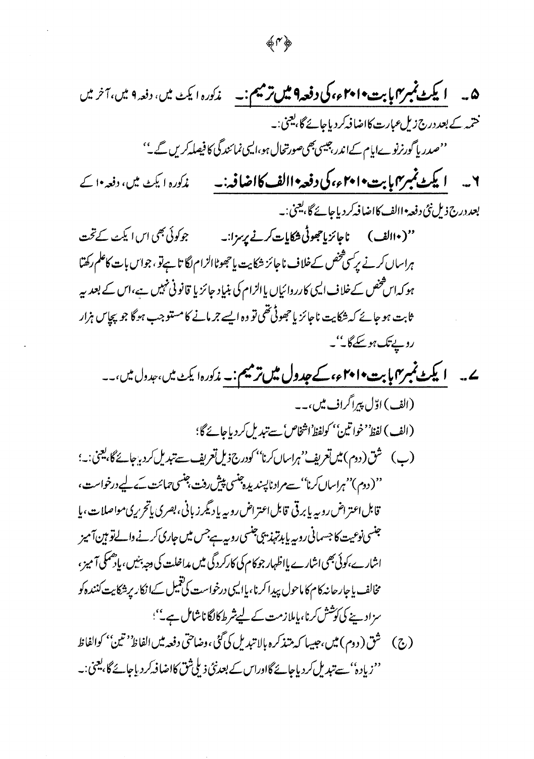۵۔ **ایکٹ نمبر ۴ بابت ۲۰۱۰ء، کی دفعہ ۹ میں ترمیم:۔** مذکورہ ایکٹ میں، دفعہ ۹ میں، آخر میں ختمہ کے بعد درج ذیل عبارت کا اضافہ کر دیا جائے گا، یعنی:۔

''صدر یا گورنر نوے ایام کے اندر، جیسی بھی صورتحال ہو، ایسی نمائندگی کا فیصلہ کریں گے۔''

۶۔ **ایکٹ نمبر ۴ بابت ۲۰۱۰ء، کی دفعہ ۱۰ الف کا اضافہ:۔** مذکورہ ایکٹ میں، دفعہ ۱۰ کے بعد درج ذیل نئی دفعہ ۱۰ الف کا اضافہ کر دیا جائے گا، یعنی:۔

''(۱۰ الف) **ناجائز یا جھوٹی شکایات کرنے پر سزا:۔** جو کوئی بھی اس ایکٹ کے تحت ہراساں کرنے پر کسی شخص کے خلاف ناجائز شکایت یا جھوٹا الزام لگاتا ہے تو، جو اس بات کا علم رکھتا ہو کہ اس شخص کے خلاف ایسی کارروائیاں یا الزام کی بنیاد جائز یا قانونی نہیں ہے، اس کے بعد یہ ثابت ہو جائے کہ شکایت ناجائز یا جھوٹی تھی تو وہ ایسے جرمانے کا مستوجب ہوگا جو پچاس ہزار روپے تک ہو سکے گا۔''

۷۔ **ایکٹ نمبر ۴ بابت ۲۰۱۰ء، کے جدول میں ترمیم:۔** مذکورہ ایکٹ میں، جدول میں،۔۔

(الف) اوّل پیراگراف میں،۔۔

(الف) لفظ ''خواتین'' کو لفظ 'اشخاص' سے تبدیل کر دیا جائے گا؛

(ب) شق (دوم) میں تعریف ''ہراساں کرنا'' کو درج ذیل تعریف سے تبدیل کر دیا جائے گا، یعنی:۔؛

''(دوم) ''ہراساں کرنا'' سے مراد ناپسندیدہ جنسی پیش رفت، جنسی حمائت کے لیے درخواست، قابل اعتراض رویہ یا برقی قابل اعتراض رویہ یا دیگر زبانی، بصری یا تحریری مواصلات، یا جنسی نوعیت کا جسمانی رویہ یا بدتہذیبی جنسی رویہ ہے جس میں جاری کرنے والے توہین آمیز اشارے، کوئی بھی اشارے یا اظہار جو کام کی کارکردگی میں مداخلت کی وجہ بنیں، یا دھمکی آمیز، مخالف یا جارحانہ کام کا ماحول پیدا کرنا، یا ایسی درخواست کی تعمیل کے انکار پر شکایت کنندہ کو سزا دینے کی کوشش کرنا، یا ملازمت کے لیے شرط کا لگانا شامل ہے۔''؛

(ج) شق (دوم) میں، جیسا کہ متذکرہ بالا تبدیل کی گئی، وضاحتی دفعہ میں الفاظ ''تین'' کو الفاظ ''زیادہ'' سے تبدیل کر دیا جائے گا اور اس کے بعد نئی ذیلی شق کا اضافہ کر دیا جائے گا، یعنی:۔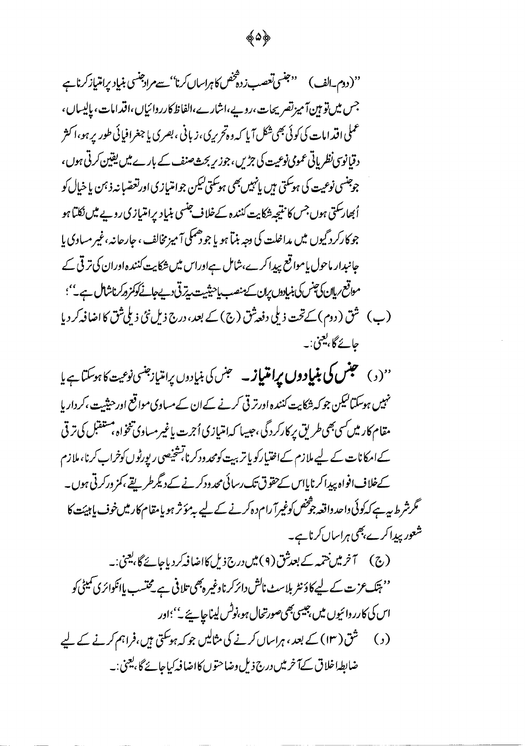''(دوم۔الف) ''جنسی تعصب زدہ شخص کا ہراساں کرنا'' سے مراد جنسی بنیاد پر امتیاز کرنا ہے جس میں توہین آمیز تصریحات، رویے، اشارے، الفاظ کارروائیاں، اقدامات، پالیساں، عملی اقدامات کی کوئی بھی شکل آیا کہ وہ تحریری، زبانی، بصری یا جغرافیائی طور پر ہو، اکثر دقیانوسی نظریاتی عمومی نوعیت کی جڑیں، جو زیر بحث صنف کے بارے میں یقین کرتی ہوں، جو جنسی نوعیت کی ہوسکتی ہیں یا نہیں بھی ہوسکتی لیکن جو امتیازی اور تعصّبانہ ذہن یا خیال کو اُبھار سکتی ہوں جس کا نتیجہ شکایت کنندہ کے خلاف جنسی بنیاد پر امتیازی رویے میں نکلتا ہو جو کارکردگیوں میں مداخلت کی وجہ بنتا ہو یا جو دھمکی آمیز مخالف، جارحانہ، غیر مساوی یا جانبدار ماحول یا مواقع پیدا کرے، شامل ہے اور اس میں شکایت کنندہ اور ان کی ترقی کے مواقع پر یا ان کی جنس کی بنیادوں پر ان کے منصب یا حیثیت پہ ترقی دیے جانے کو کمزور کرنا شامل ہے۔''؛

(ب) شق (دوم) کے تحت ذیلی دفعہ شق (ج) کے بعد، درج ذیل نئی ذیلی شق کا اضافہ کر دیا جائے گا، یعنی:۔

''(د) **جنس کی بنیادوں پر امتیاز۔** جنس کی بنیادوں پر امتیاز جنسی نوعیت کا ہوسکتا ہے یا نہیں ہوسکتا لیکن جو کہ شکایت کنندہ اور ترقی کرنے کے ان کے مساوی مواقع اور حیثیت، کردار یا مقام کار میں کسی بھی طریق پر کارکردگی، جیسا کہ امتیازی اُجرت یا غیر مساوی تنخواہ، مستقبل کی ترقی کے امکانات کے لیے ملازم کے اختیار کو یا تربیت کو محدود کرنا، تشخیصی رپورٹوں کو خراب کرنا، ملازم کے خلاف افواہ پیدا کرنا یا اس کے حقوق تک رسائی محدود کرنے کے دیگر طریقے، کمزور کرتی ہوں۔
مگر شرط یہ ہے کہ کوئی واحد واقعہ جو شخص کو غیر آرام دہ کرنے کے لیے بہ مؤثر ہو یا مقام کار میں خوف یا ہیبت کا شعور پیدا کرے، بھی ہراساں کرنا ہے۔

(ج) آخر میں ختمہ کے بعد شق (۹) میں درج ذیل کا اضافہ کر دیا جائے گا، یعنی:۔
''ہتک عزت کے لیے کاؤنٹر بلاسٹ نالش دائر کرنا وغیرہ بھی تلافی ہے۔ محتسب یا انکوائری کمیٹی کو اس کی کارروائیوں میں، جیسی بھی صورتحال ہو، نوٹس لینا چاہیئے۔''؛ اور

(د) شق (۱۳) کے بعد، ہراساں کرنے کی مثالیں جو کہ ہوسکتی ہیں، فراہم کرنے کے لیے ضابطہ اخلاق کے آخر میں درج ذیل وضاحتوں کا اضافہ کیا جائے گا، یعنی:۔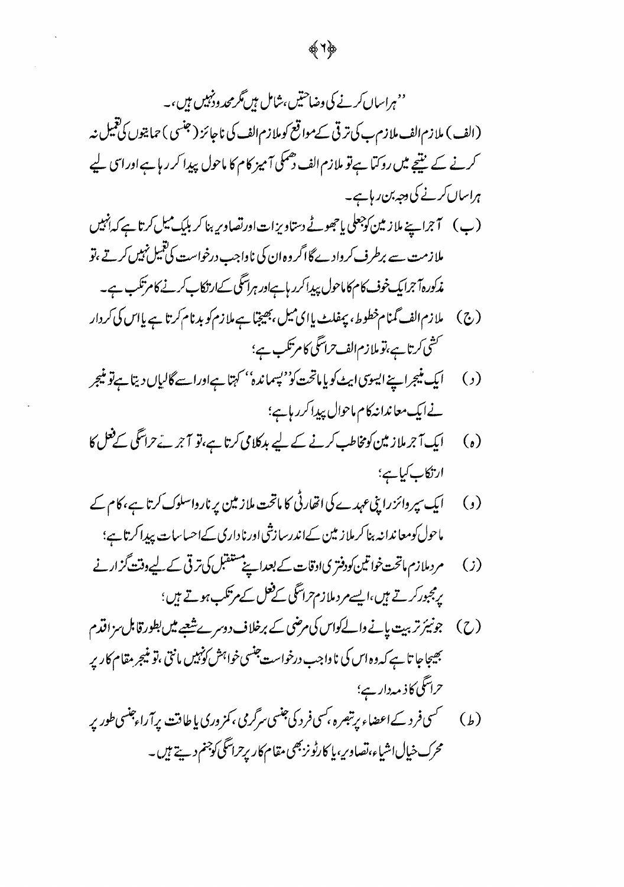''ہراساں کرنے کی وضاحتیں، شامل ہیں مگر محدود نہیں ہیں،۔

(الف) ملازم الف ملازم ب کی ترقی کے مواقع کو ملازم الف کی ناجائز (جنسی) حمایتوں کی تعمیل نہ کرنے کے نتیجے میں روکتا ہے تو ملازم الف دھمکی آمیز کام کا ماحول پیدا کر رہا ہے اور اسی لیے ہراساں کرنے کی وجہ بن رہا ہے۔

(ب) آجر اپنے ملازمین کو جعلی یا جھوٹے دستاویزات اور تصاویر بنا کر بلیک میل کرتا ہے کہ انہیں ملازمت سے برطرف کروادے گا اگر وہ ان کی ناواجب درخواست کی تعمیل نہیں کرتے، تو مذکورہ آجر ایک خوف کام کا ماحول پیدا کر رہا ہے اور ہراسگی کے ارتکاب کرنے کا مرتکب ہے۔

(ج) ملازم الف گمنام خطوط، پمفلٹ یا ای میل، بھیجتا ہے ملازم کو بدنام کرتا ہے یا اس کی کردار کشی کرتا ہے، تو ملازم الف حراسگی کا مرتکب ہے؛

(د) ایک مینیجر اپنے ایسوسی ایٹ کو یا ماتحت کو ''پسماندہ'' کہتا ہے اور اسے گالیاں دیتا ہے تو مینیجر نے ایک معاندانہ کام ماحول پیدا کر رہا ہے؛

(ہ) ایک آجر ملازمین کو مخاطب کرنے کے لیے بدکلامی کرتا ہے، تو آجر نے حراسگی کے فعل کا ارتکاب کیا ہے؛

(و) ایک سپروائزر اپنی عہدے کی اتھارٹی کا ماتحت ملازمین پر ناروا سلوک کرتا ہے، کام کے ماحول کو معاندانہ بنا کر ملازمین کے اندر سازشی اور نا داری کے احساسات پیدا کرتا ہے؛

(ز) مرد ملازم ماتحت خواتین کو دفتری اوقات کے بعد اپنے مستقبل کی ترقی کے لیے وقت گزارنے پر مجبور کرتے ہیں، ایسے مرد ملازم حراسگی کے فعل کے مرتکب ہوتے ہیں؛

(ح) جونیئر تربیت پانے والے کو اس کی مرضی کے برخلاف دوسرے شعبے میں بطور قابل سزا اقدام بھیجا جاتا ہے کہ وہ اس کی ناواجب درخواست جنسی خواہش کو نہیں مانتی، تو مینیجر مقام کار پر حراسگی کا ذمہ دار ہے؛

(ط) کسی فرد کے اعضاء پر تبصرہ، کسی فرد کی جنسی سرگرمی، کمزوری یا طاقت پر آراء جنسی طور پر محرک خیال اشیاء، تصاویر، یا کارٹونز بھی مقام کار پر حراسگی کو جنم دیتے ہیں۔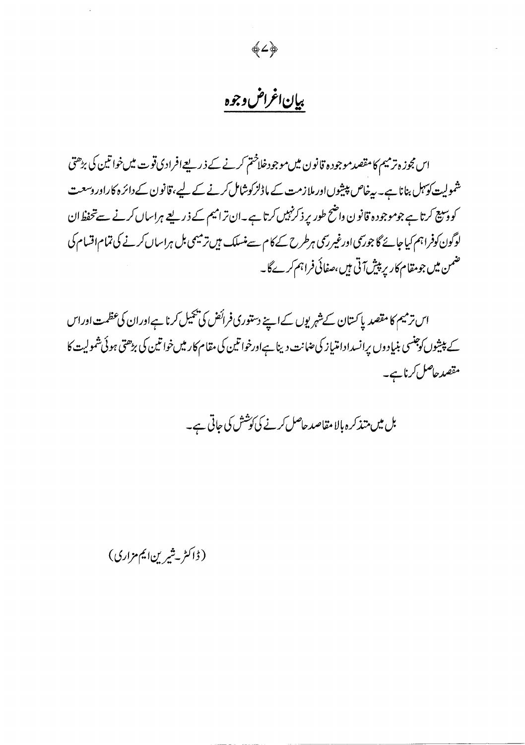## بیان اغراض و وجوہ

اس مجوزہ ترمیم کا مقصد موجودہ قانون میں موجود خلا ختم کرنے کے ذریعے افرادی قوت میں خواتین کی بڑھتی شمولیت کو سہل بنانا ہے۔ یہ خاص پیشوں اور ملازمت کے ماڈلز کو شامل کرنے کے لیے، قانون کے دائرہ کار اور وسعت کو وسیع کرتا ہے جو موجودہ قانون واضح طور پر ذکر نہیں کرتا ہے۔ ان ترامیم کے ذریعے ہراساں کرنے سے تحفظ ان لوگوں کو فراہم کیا جائے گا جو رسمی اور غیر رسمی ہر طرح کے کام سے منسلک ہیں ترمیمی بل ہراساں کرنے کی تمام اقسام کی ضمن میں جو مقام کار پر پیش آتی ہیں، صفائی فراہم کرے گا۔

اس ترمیم کا مقصد پاکستان کے شہریوں کے اپنے دستوری فرائض کی تکمیل کرنا ہے اور ان کی عظمت اور اس کے پیشوں کو جنسی بنیادوں پر انسداد امتیاز کی ضمانت دینا ہے اور خواتین کی مقام کار میں خواتین کی بڑھتی ہوئی شمولیت کا مقصد حاصل کرنا ہے۔

بل میں متذکرہ بالا مقاصد حاصل کرنے کی کوشش کی جاتی ہے۔

(ڈاکٹر۔شیرین ایم مزاری)